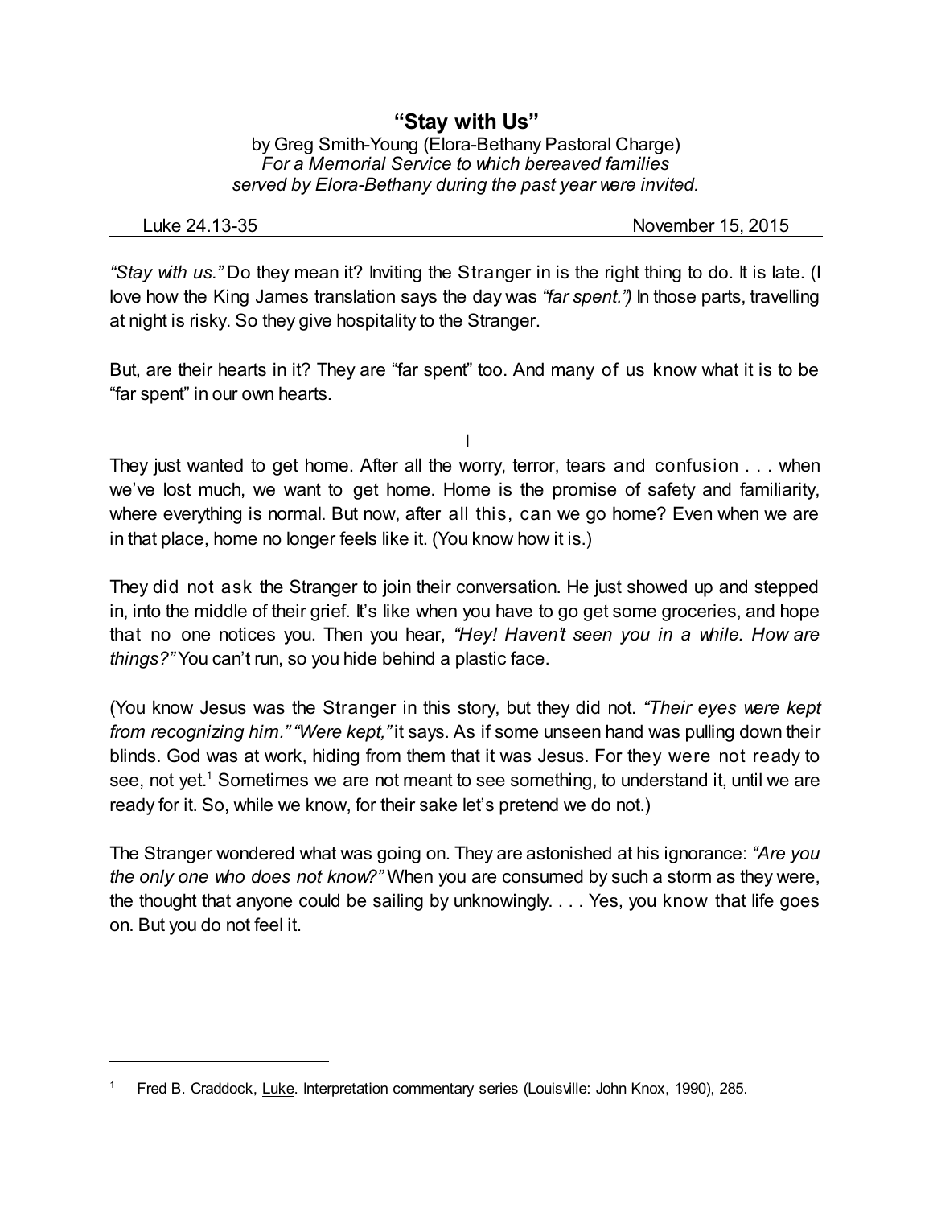# "Stay with Us"

by Greg Smith-Young (Elora-Bethany Pastoral Charge)
*For a Memorial Service to which bereaved families served by Elora-Bethany during the past year were invited.*

Luke 24.13-35 — November 15, 2015

---

*"Stay with us."* Do they mean it? Inviting the Stranger in is the right thing to do. It is late. (I love how the King James translation says the day was *"far spent."*) In those parts, travelling at night is risky. So they give hospitality to the Stranger.

But, are their hearts in it? They are "far spent" too. And many of us know what it is to be "far spent" in our own hearts.

## I

They just wanted to get home. After all the worry, terror, tears and confusion . . . when we've lost much, we want to get home. Home is the promise of safety and familiarity, where everything is normal. But now, after all this, can we go home? Even when we are in that place, home no longer feels like it. (You know how it is.)

They did not ask the Stranger to join their conversation. He just showed up and stepped in, into the middle of their grief. It's like when you have to go get some groceries, and hope that no one notices you. Then you hear, *"Hey! Haven't seen you in a while. How are things?"* You can't run, so you hide behind a plastic face.

(You know Jesus was the Stranger in this story, but they did not. *"Their eyes were kept from recognizing him." "Were kept,"* it says. As if some unseen hand was pulling down their blinds. God was at work, hiding from them that it was Jesus. For they were not ready to see, not yet.[1] Sometimes we are not meant to see something, to understand it, until we are ready for it. So, while we know, for their sake let's pretend we do not.)

The Stranger wondered what was going on. They are astonished at his ignorance: *"Are you the only one who does not know?"* When you are consumed by such a storm as they were, the thought that anyone could be sailing by unknowingly. . . . Yes, you know that life goes on. But you do not feel it.

---

[1] Fred B. Craddock, Luke. Interpretation commentary series (Louisville: John Knox, 1990), 285.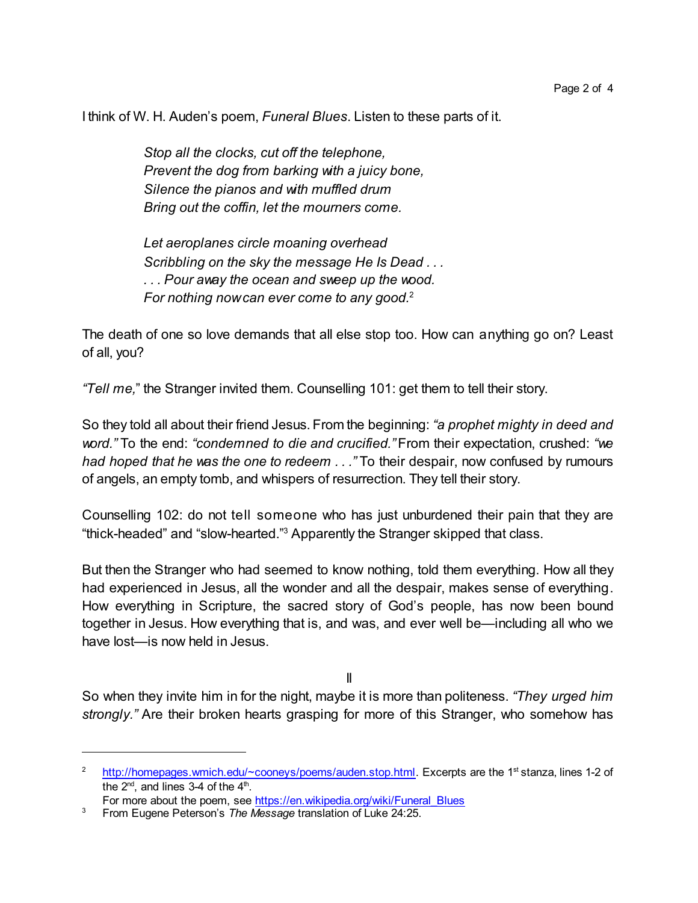I think of W. H. Auden's poem, *Funeral Blues*. Listen to these parts of it.

> *Stop all the clocks, cut off the telephone,*
> *Prevent the dog from barking with a juicy bone,*
> *Silence the pianos and with muffled drum*
> *Bring out the coffin, let the mourners come.*
>
> *Let aeroplanes circle moaning overhead*
> *Scribbling on the sky the message He Is Dead . . .*
> *. . . Pour away the ocean and sweep up the wood.*
> *For nothing now can ever come to any good.*[2]

The death of one so love demands that all else stop too. How can anything go on? Least of all, you?

*"Tell me,"* the Stranger invited them. Counselling 101: get them to tell their story.

So they told all about their friend Jesus. From the beginning: *"a prophet mighty in deed and word."* To the end: *"condemned to die and crucified."* From their expectation, crushed: *"we had hoped that he was the one to redeem . . ."* To their despair, now confused by rumours of angels, an empty tomb, and whispers of resurrection. They tell their story.

Counselling 102: do not tell someone who has just unburdened their pain that they are "thick-headed" and "slow-hearted."[3] Apparently the Stranger skipped that class.

But then the Stranger who had seemed to know nothing, told them everything. How all they had experienced in Jesus, all the wonder and all the despair, makes sense of everything. How everything in Scripture, the sacred story of God's people, has now been bound together in Jesus. How everything that is, and was, and ever well be—including all who we have lost—is now held in Jesus.

II

So when they invite him in for the night, maybe it is more than politeness. *"They urged him strongly."* Are their broken hearts grasping for more of this Stranger, who somehow has

---

[2] http://homepages.wmich.edu/~cooneys/poems/auden.stop.html. Excerpts are the 1st stanza, lines 1-2 of the 2nd, and lines 3-4 of the 4th.
For more about the poem, see https://en.wikipedia.org/wiki/Funeral_Blues

[3] From Eugene Peterson's *The Message* translation of Luke 24:25.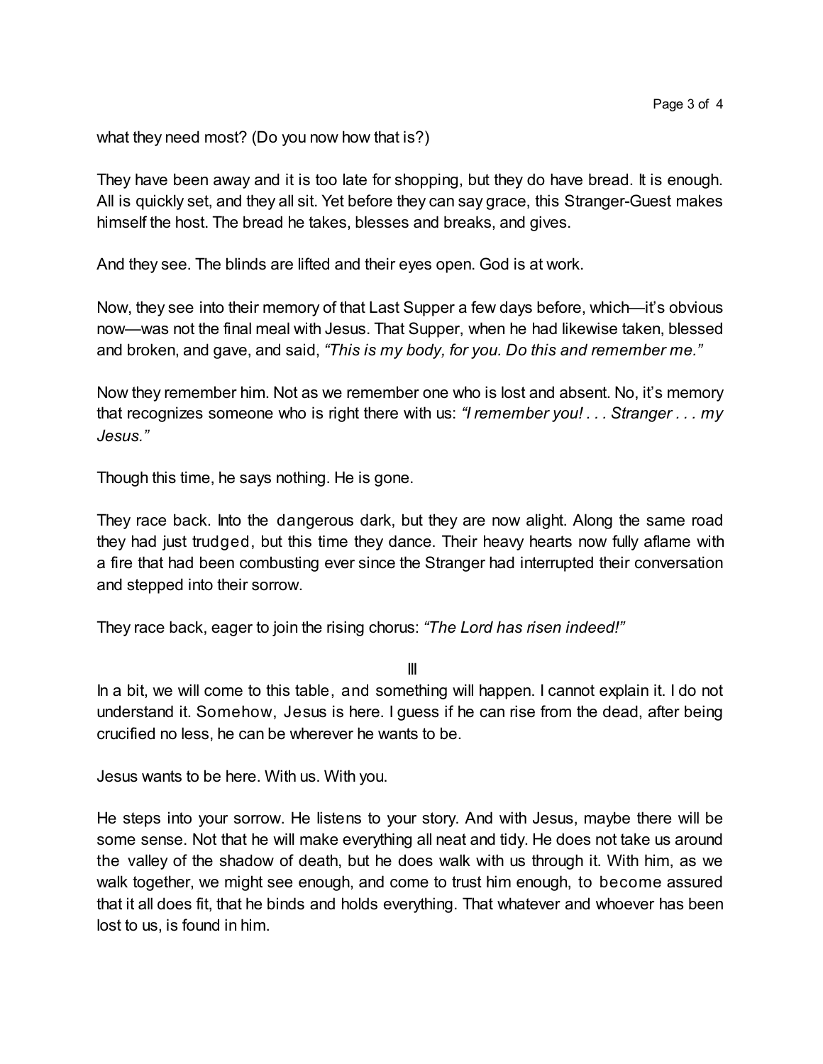what they need most? (Do you now how that is?)

They have been away and it is too late for shopping, but they do have bread. It is enough. All is quickly set, and they all sit. Yet before they can say grace, this Stranger-Guest makes himself the host. The bread he takes, blesses and breaks, and gives.

And they see. The blinds are lifted and their eyes open. God is at work.

Now, they see into their memory of that Last Supper a few days before, which—it's obvious now—was not the final meal with Jesus. That Supper, when he had likewise taken, blessed and broken, and gave, and said, *"This is my body, for you. Do this and remember me."*

Now they remember him. Not as we remember one who is lost and absent. No, it's memory that recognizes someone who is right there with us: *"I remember you! . . . Stranger . . . my Jesus."*

Though this time, he says nothing. He is gone.

They race back. Into the dangerous dark, but they are now alight. Along the same road they had just trudged, but this time they dance. Their heavy hearts now fully aflame with a fire that had been combusting ever since the Stranger had interrupted their conversation and stepped into their sorrow.

They race back, eager to join the rising chorus: *"The Lord has risen indeed!"*

## III

In a bit, we will come to this table, and something will happen. I cannot explain it. I do not understand it. Somehow, Jesus is here. I guess if he can rise from the dead, after being crucified no less, he can be wherever he wants to be.

Jesus wants to be here. With us. With you.

He steps into your sorrow. He listens to your story. And with Jesus, maybe there will be some sense. Not that he will make everything all neat and tidy. He does not take us around the valley of the shadow of death, but he does walk with us through it. With him, as we walk together, we might see enough, and come to trust him enough, to become assured that it all does fit, that he binds and holds everything. That whatever and whoever has been lost to us, is found in him.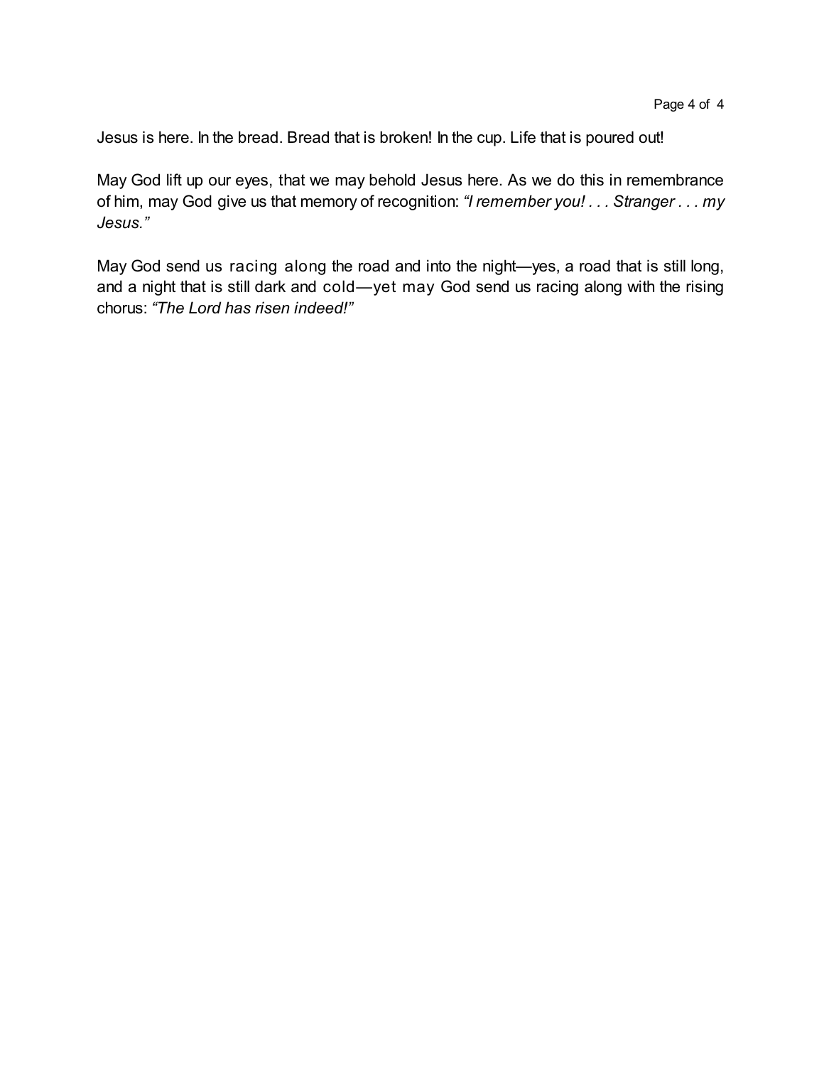Jesus is here. In the bread. Bread that is broken! In the cup. Life that is poured out!

May God lift up our eyes, that we may behold Jesus here. As we do this in remembrance of him, may God give us that memory of recognition: *"I remember you! . . . Stranger . . . my Jesus."*

May God send us racing along the road and into the night—yes, a road that is still long, and a night that is still dark and cold—yet may God send us racing along with the rising chorus: *"The Lord has risen indeed!"*